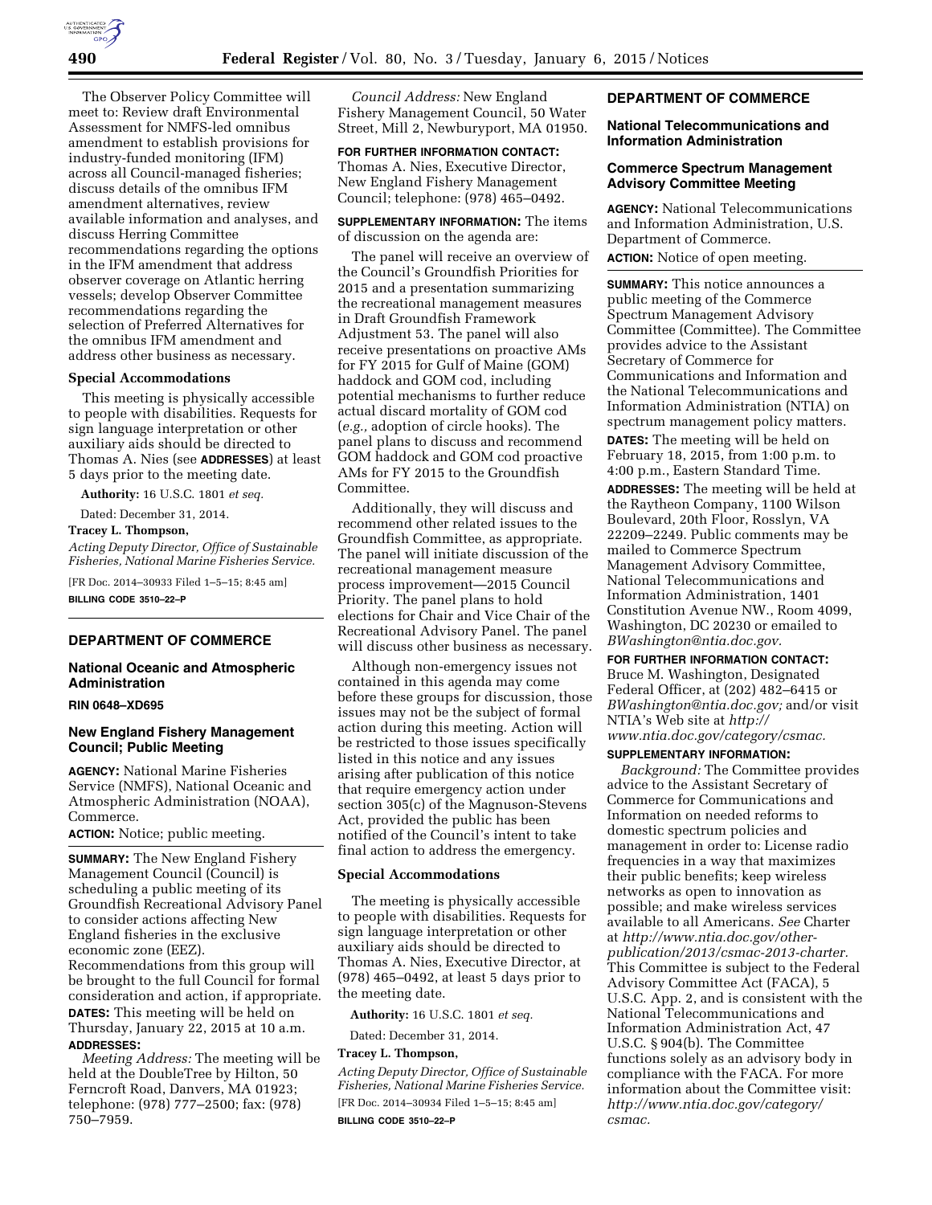The Observer Policy Committee will meet to: Review draft Environmental Assessment for NMFS-led omnibus amendment to establish provisions for industry-funded monitoring (IFM) across all Council-managed fisheries; discuss details of the omnibus IFM amendment alternatives, review available information and analyses, and discuss Herring Committee recommendations regarding the options in the IFM amendment that address observer coverage on Atlantic herring vessels; develop Observer Committee recommendations regarding the selection of Preferred Alternatives for the omnibus IFM amendment and address other business as necessary.

### Special Accommodations

This meeting is physically accessible to people with disabilities. Requests for sign language interpretation or other auxiliary aids should be directed to Thomas A. Nies (see **ADDRESSES**) at least 5 days prior to the meeting date.

**Authority:** 16 U.S.C. 1801 *et seq.*

Dated: December 31, 2014.

**Tracey L. Thompson,**

*Acting Deputy Director, Office of Sustainable Fisheries, National Marine Fisheries Service.*

[FR Doc. 2014–30933 Filed 1–5–15; 8:45 am]

**BILLING CODE 3510–22–P**

---

## DEPARTMENT OF COMMERCE

### National Oceanic and Atmospheric Administration

**RIN 0648–XD695**

### New England Fishery Management Council; Public Meeting

**AGENCY:** National Marine Fisheries Service (NMFS), National Oceanic and Atmospheric Administration (NOAA), Commerce.

**ACTION:** Notice; public meeting.

**SUMMARY:** The New England Fishery Management Council (Council) is scheduling a public meeting of its Groundfish Recreational Advisory Panel to consider actions affecting New England fisheries in the exclusive economic zone (EEZ). Recommendations from this group will be brought to the full Council for formal consideration and action, if appropriate.

**DATES:** This meeting will be held on Thursday, January 22, 2015 at 10 a.m.

**ADDRESSES:**

*Meeting Address:* The meeting will be held at the DoubleTree by Hilton, 50 Ferncroft Road, Danvers, MA 01923; telephone: (978) 777–2500; fax: (978) 750–7959.

*Council Address:* New England Fishery Management Council, 50 Water Street, Mill 2, Newburyport, MA 01950.

**FOR FURTHER INFORMATION CONTACT:** Thomas A. Nies, Executive Director, New England Fishery Management Council; telephone: (978) 465–0492.

**SUPPLEMENTARY INFORMATION:** The items of discussion on the agenda are:

The panel will receive an overview of the Council's Groundfish Priorities for 2015 and a presentation summarizing the recreational management measures in Draft Groundfish Framework Adjustment 53. The panel will also receive presentations on proactive AMs for FY 2015 for Gulf of Maine (GOM) haddock and GOM cod, including potential mechanisms to further reduce actual discard mortality of GOM cod (*e.g.,* adoption of circle hooks). The panel plans to discuss and recommend GOM haddock and GOM cod proactive AMs for FY 2015 to the Groundfish Committee.

Additionally, they will discuss and recommend other related issues to the Groundfish Committee, as appropriate. The panel will initiate discussion of the recreational management measure process improvement—2015 Council Priority. The panel plans to hold elections for Chair and Vice Chair of the Recreational Advisory Panel. The panel will discuss other business as necessary.

Although non-emergency issues not contained in this agenda may come before these groups for discussion, those issues may not be the subject of formal action during this meeting. Action will be restricted to those issues specifically listed in this notice and any issues arising after publication of this notice that require emergency action under section 305(c) of the Magnuson-Stevens Act, provided the public has been notified of the Council's intent to take final action to address the emergency.

### Special Accommodations

The meeting is physically accessible to people with disabilities. Requests for sign language interpretation or other auxiliary aids should be directed to Thomas A. Nies, Executive Director, at (978) 465–0492, at least 5 days prior to the meeting date.

**Authority:** 16 U.S.C. 1801 *et seq.*

Dated: December 31, 2014.

**Tracey L. Thompson,**

*Acting Deputy Director, Office of Sustainable Fisheries, National Marine Fisheries Service.*

[FR Doc. 2014–30934 Filed 1–5–15; 8:45 am]

**BILLING CODE 3510–22–P**

---

## DEPARTMENT OF COMMERCE

### National Telecommunications and Information Administration

### Commerce Spectrum Management Advisory Committee Meeting

**AGENCY:** National Telecommunications and Information Administration, U.S. Department of Commerce.

**ACTION:** Notice of open meeting.

**SUMMARY:** This notice announces a public meeting of the Commerce Spectrum Management Advisory Committee (Committee). The Committee provides advice to the Assistant Secretary of Commerce for Communications and Information and the National Telecommunications and Information Administration (NTIA) on spectrum management policy matters.

**DATES:** The meeting will be held on February 18, 2015, from 1:00 p.m. to 4:00 p.m., Eastern Standard Time.

**ADDRESSES:** The meeting will be held at the Raytheon Company, 1100 Wilson Boulevard, 20th Floor, Rosslyn, VA 22209–2249. Public comments may be mailed to Commerce Spectrum Management Advisory Committee, National Telecommunications and Information Administration, 1401 Constitution Avenue NW., Room 4099, Washington, DC 20230 or emailed to *BWashington@ntia.doc.gov.*

**FOR FURTHER INFORMATION CONTACT:** Bruce M. Washington, Designated Federal Officer, at (202) 482–6415 or *BWashington@ntia.doc.gov;* and/or visit NTIA's Web site at *http://www.ntia.doc.gov/category/csmac.*

**SUPPLEMENTARY INFORMATION:**

*Background:* The Committee provides advice to the Assistant Secretary of Commerce for Communications and Information on needed reforms to domestic spectrum policies and management in order to: License radio frequencies in a way that maximizes their public benefits; keep wireless networks as open to innovation as possible; and make wireless services available to all Americans. *See* Charter at *http://www.ntia.doc.gov/other-publication/2013/csmac-2013-charter.* This Committee is subject to the Federal Advisory Committee Act (FACA), 5 U.S.C. App. 2, and is consistent with the National Telecommunications and Information Administration Act, 47 U.S.C. § 904(b). The Committee functions solely as an advisory body in compliance with the FACA. For more information about the Committee visit: *http://www.ntia.doc.gov/category/csmac.*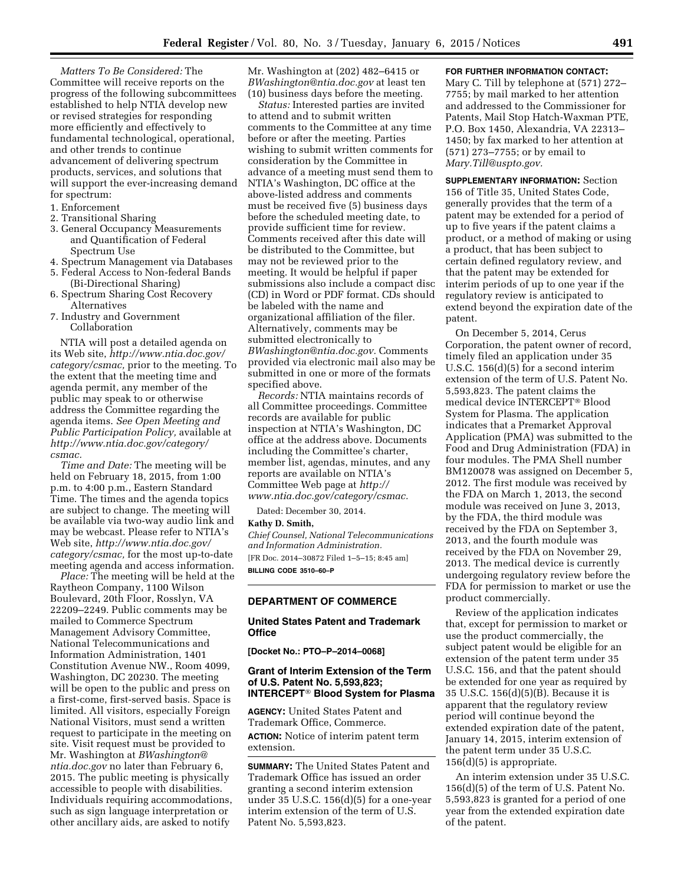*Matters To Be Considered:* The Committee will receive reports on the progress of the following subcommittees established to help NTIA develop new or revised strategies for responding more efficiently and effectively to fundamental technological, operational, and other trends to continue advancement of delivering spectrum products, services, and solutions that will support the ever-increasing demand for spectrum:

1. Enforcement
2. Transitional Sharing
3. General Occupancy Measurements and Quantification of Federal Spectrum Use
4. Spectrum Management via Databases
5. Federal Access to Non-federal Bands (Bi-Directional Sharing)
6. Spectrum Sharing Cost Recovery Alternatives
7. Industry and Government Collaboration

NTIA will post a detailed agenda on its Web site, *http://www.ntia.doc.gov/category/csmac,* prior to the meeting. To the extent that the meeting time and agenda permit, any member of the public may speak to or otherwise address the Committee regarding the agenda items. *See Open Meeting and Public Participation Policy,* available at *http://www.ntia.doc.gov/category/csmac.*

*Time and Date:* The meeting will be held on February 18, 2015, from 1:00 p.m. to 4:00 p.m., Eastern Standard Time. The times and the agenda topics are subject to change. The meeting will be available via two-way audio link and may be webcast. Please refer to NTIA's Web site, *http://www.ntia.doc.gov/category/csmac,* for the most up-to-date meeting agenda and access information.

*Place:* The meeting will be held at the Raytheon Company, 1100 Wilson Boulevard, 20th Floor, Rosslyn, VA 22209–2249. Public comments may be mailed to Commerce Spectrum Management Advisory Committee, National Telecommunications and Information Administration, 1401 Constitution Avenue NW., Room 4099, Washington, DC 20230. The meeting will be open to the public and press on a first-come, first-served basis. Space is limited. All visitors, especially Foreign National Visitors, must send a written request to participate in the meeting on site. Visit request must be provided to Mr. Washington at *BWashington@ntia.doc.gov* no later than February 6, 2015. The public meeting is physically accessible to people with disabilities. Individuals requiring accommodations, such as sign language interpretation or other ancillary aids, are asked to notify Mr. Washington at (202) 482–6415 or *BWashington@ntia.doc.gov* at least ten (10) business days before the meeting.

*Status:* Interested parties are invited to attend and to submit written comments to the Committee at any time before or after the meeting. Parties wishing to submit written comments for consideration by the Committee in advance of a meeting must send them to NTIA's Washington, DC office at the above-listed address and comments must be received five (5) business days before the scheduled meeting date, to provide sufficient time for review. Comments received after this date will be distributed to the Committee, but may not be reviewed prior to the meeting. It would be helpful if paper submissions also include a compact disc (CD) in Word or PDF format. CDs should be labeled with the name and organizational affiliation of the filer. Alternatively, comments may be submitted electronically to *BWashington@ntia.doc.gov.* Comments provided via electronic mail also may be submitted in one or more of the formats specified above.

*Records:* NTIA maintains records of all Committee proceedings. Committee records are available for public inspection at NTIA's Washington, DC office at the address above. Documents including the Committee's charter, member list, agendas, minutes, and any reports are available on NTIA's Committee Web page at *http://www.ntia.doc.gov/category/csmac.*

Dated: December 30, 2014.

**Kathy D. Smith,**

*Chief Counsel, National Telecommunications and Information Administration.*

[FR Doc. 2014–30872 Filed 1–5–15; 8:45 am]

**BILLING CODE 3510–60–P**

---

## DEPARTMENT OF COMMERCE

### United States Patent and Trademark Office

**[Docket No.: PTO–P–2014–0068]**

### Grant of Interim Extension of the Term of U.S. Patent No. 5,593,823; INTERCEPT® Blood System for Plasma

**AGENCY:** United States Patent and Trademark Office, Commerce.

**ACTION:** Notice of interim patent term extension.

**SUMMARY:** The United States Patent and Trademark Office has issued an order granting a second interim extension under 35 U.S.C. 156(d)(5) for a one-year interim extension of the term of U.S. Patent No. 5,593,823.

**FOR FURTHER INFORMATION CONTACT:** Mary C. Till by telephone at (571) 272–7755; by mail marked to her attention and addressed to the Commissioner for Patents, Mail Stop Hatch-Waxman PTE, P.O. Box 1450, Alexandria, VA 22313–1450; by fax marked to her attention at (571) 273–7755; or by email to *Mary.Till@uspto.gov.*

**SUPPLEMENTARY INFORMATION:** Section 156 of Title 35, United States Code, generally provides that the term of a patent may be extended for a period of up to five years if the patent claims a product, or a method of making or using a product, that has been subject to certain defined regulatory review, and that the patent may be extended for interim periods of up to one year if the regulatory review is anticipated to extend beyond the expiration date of the patent.

On December 5, 2014, Cerus Corporation, the patent owner of record, timely filed an application under 35 U.S.C. 156(d)(5) for a second interim extension of the term of U.S. Patent No. 5,593,823. The patent claims the medical device INTERCEPT® Blood System for Plasma. The application indicates that a Premarket Approval Application (PMA) was submitted to the Food and Drug Administration (FDA) in four modules. The PMA Shell number BM120078 was assigned on December 5, 2012. The first module was received by the FDA on March 1, 2013, the second module was received on June 3, 2013, by the FDA, the third module was received by the FDA on September 3, 2013, and the fourth module was received by the FDA on November 29, 2013. The medical device is currently undergoing regulatory review before the FDA for permission to market or use the product commercially.

Review of the application indicates that, except for permission to market or use the product commercially, the subject patent would be eligible for an extension of the patent term under 35 U.S.C. 156, and that the patent should be extended for one year as required by 35 U.S.C. 156(d)(5)(B). Because it is apparent that the regulatory review period will continue beyond the extended expiration date of the patent, January 14, 2015, interim extension of the patent term under 35 U.S.C. 156(d)(5) is appropriate.

An interim extension under 35 U.S.C. 156(d)(5) of the term of U.S. Patent No. 5,593,823 is granted for a period of one year from the extended expiration date of the patent.